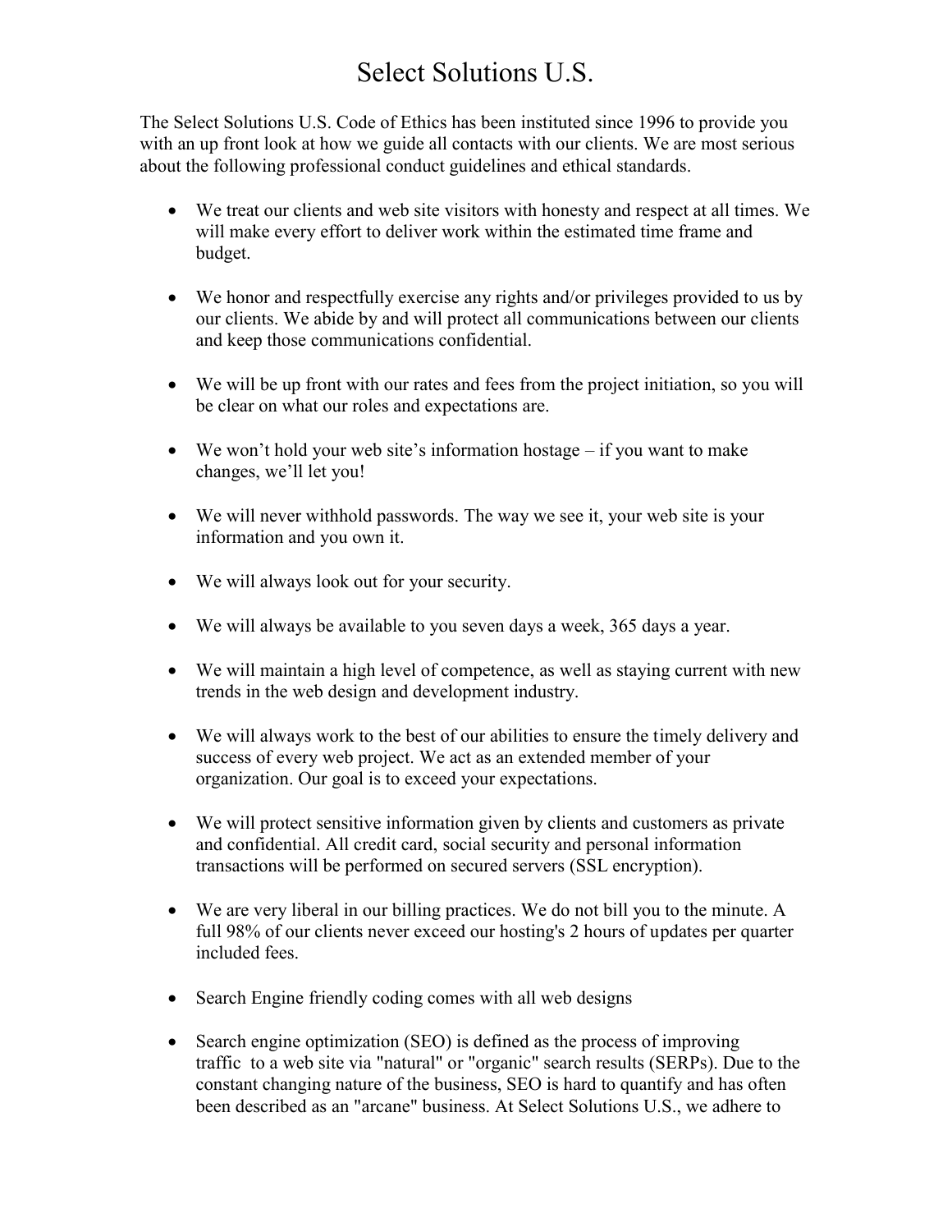# Select Solutions U.S.

The Select Solutions U.S. Code of Ethics has been instituted since 1996 to provide you with an up front look at how we guide all contacts with our clients. We are most serious about the following professional conduct guidelines and ethical standards.

- We treat our clients and web site visitors with honesty and respect at all times. We will make every effort to deliver work within the estimated time frame and budget.
- We honor and respectfully exercise any rights and/or privileges provided to us by our clients. We abide by and will protect all communications between our clients and keep those communications confidential.
- We will be up front with our rates and fees from the project initiation, so you will be clear on what our roles and expectations are.
- We won't hold your web site's information hostage – if you want to make changes, we'll let you!
- We will never withhold passwords. The way we see it, your web site is your information and you own it.
- We will always look out for your security.
- We will always be available to you seven days a week, 365 days a year.
- We will maintain a high level of competence, as well as staying current with new trends in the web design and development industry.
- We will always work to the best of our abilities to ensure the timely delivery and success of every web project. We act as an extended member of your organization. Our goal is to exceed your expectations.
- We will protect sensitive information given by clients and customers as private and confidential. All credit card, social security and personal information transactions will be performed on secured servers (SSL encryption).
- We are very liberal in our billing practices. We do not bill you to the minute. A full 98% of our clients never exceed our hosting's 2 hours of updates per quarter included fees.
- Search Engine friendly coding comes with all web designs
- Search engine optimization (SEO) is defined as the process of improving traffic to a web site via "natural" or "organic" search results (SERPs). Due to the constant changing nature of the business, SEO is hard to quantify and has often been described as an "arcane" business. At Select Solutions U.S., we adhere to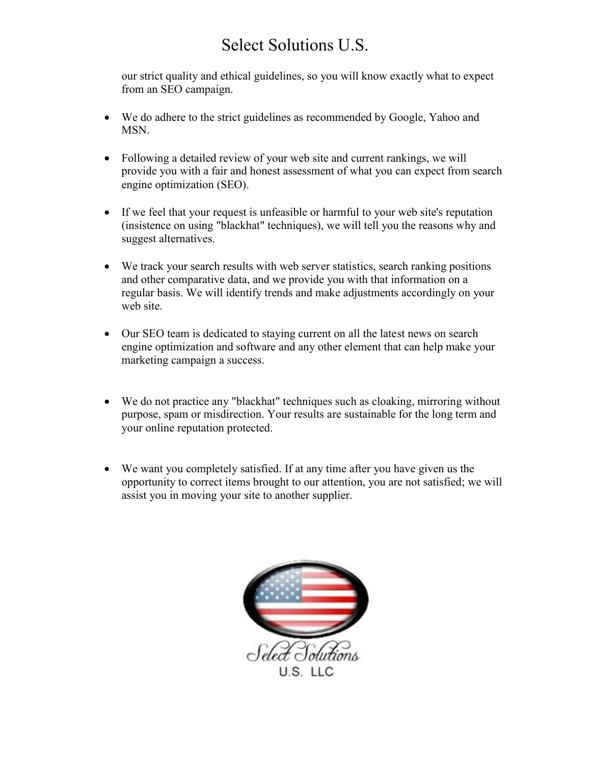our strict quality and ethical guidelines, so you will know exactly what to expect from an SEO campaign.

- We do adhere to the strict guidelines as recommended by Google, Yahoo and MSN.
- Following a detailed review of your web site and current rankings, we will provide you with a fair and honest assessment of what you can expect from search engine optimization (SEO).
- If we feel that your request is unfeasible or harmful to your web site's reputation (insistence on using "blackhat" techniques), we will tell you the reasons why and suggest alternatives.
- We track your search results with web server statistics, search ranking positions and other comparative data, and we provide you with that information on a regular basis. We will identify trends and make adjustments accordingly on your web site.
- Our SEO team is dedicated to staying current on all the latest news on search engine optimization and software and any other element that can help make your marketing campaign a success.
- We do not practice any "blackhat" techniques such as cloaking, mirroring without purpose, spam or misdirection. Your results are sustainable for the long term and your online reputation protected.
- We want you completely satisfied. If at any time after you have given us the opportunity to correct items brought to our attention, you are not satisfied; we will assist you in moving your site to another supplier.

Select Solutions
U.S. LLC